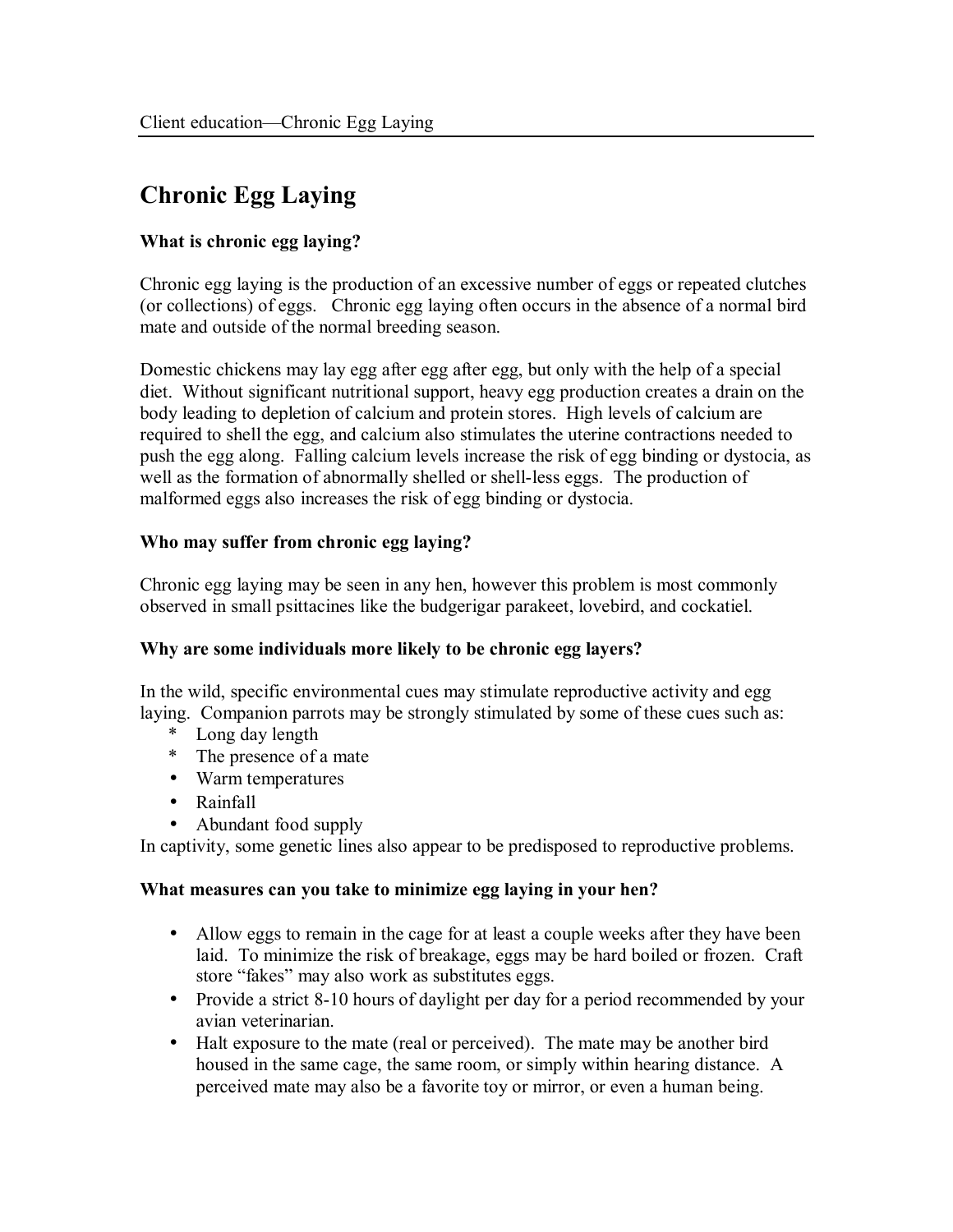# Chronic Egg Laying

### What is chronic egg laying?

Chronic egg laying is the production of an excessive number of eggs or repeated clutches (or collections) of eggs. Chronic egg laying often occurs in the absence of a normal bird mate and outside of the normal breeding season.

Domestic chickens may lay egg after egg after egg, but only with the help of a special diet. Without significant nutritional support, heavy egg production creates a drain on the body leading to depletion of calcium and protein stores. High levels of calcium are required to shell the egg, and calcium also stimulates the uterine contractions needed to push the egg along. Falling calcium levels increase the risk of egg binding or dystocia, as well as the formation of abnormally shelled or shell-less eggs. The production of malformed eggs also increases the risk of egg binding or dystocia.

### Who may suffer from chronic egg laying?

Chronic egg laying may be seen in any hen, however this problem is most commonly observed in small psittacines like the budgerigar parakeet, lovebird, and cockatiel.

### Why are some individuals more likely to be chronic egg layers?

In the wild, specific environmental cues may stimulate reproductive activity and egg laying. Companion parrots may be strongly stimulated by some of these cues such as:

* Long day length
* The presence of a mate
- Warm temperatures
- Rainfall
- Abundant food supply

In captivity, some genetic lines also appear to be predisposed to reproductive problems.

### What measures can you take to minimize egg laying in your hen?

- Allow eggs to remain in the cage for at least a couple weeks after they have been laid. To minimize the risk of breakage, eggs may be hard boiled or frozen. Craft store "fakes" may also work as substitutes eggs.
- Provide a strict 8-10 hours of daylight per day for a period recommended by your avian veterinarian.
- Halt exposure to the mate (real or perceived). The mate may be another bird housed in the same cage, the same room, or simply within hearing distance. A perceived mate may also be a favorite toy or mirror, or even a human being.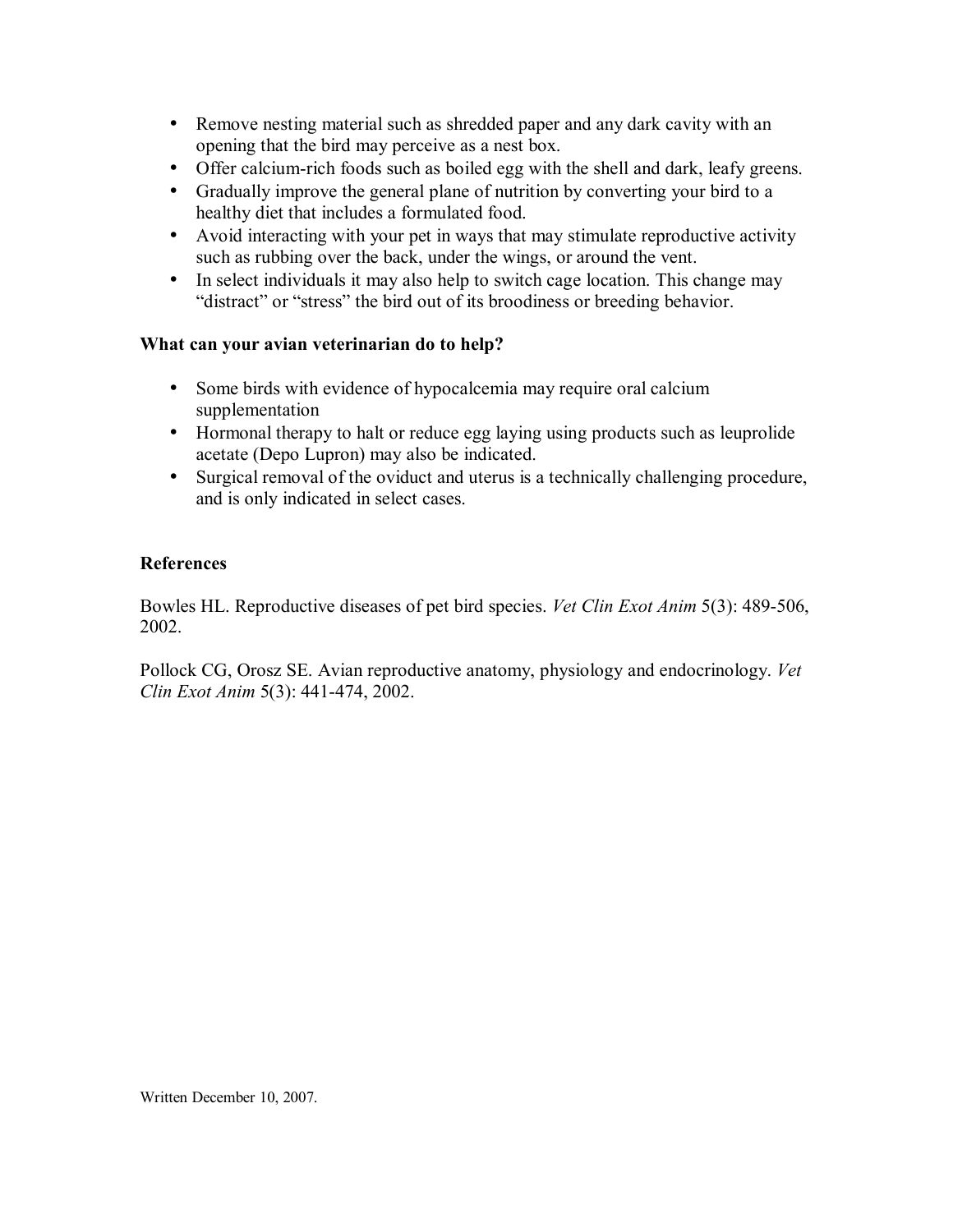- Remove nesting material such as shredded paper and any dark cavity with an opening that the bird may perceive as a nest box.
- Offer calcium-rich foods such as boiled egg with the shell and dark, leafy greens.
- Gradually improve the general plane of nutrition by converting your bird to a healthy diet that includes a formulated food.
- Avoid interacting with your pet in ways that may stimulate reproductive activity such as rubbing over the back, under the wings, or around the vent.
- In select individuals it may also help to switch cage location. This change may "distract" or "stress" the bird out of its broodiness or breeding behavior.

**What can your avian veterinarian do to help?**

- Some birds with evidence of hypocalcemia may require oral calcium supplementation
- Hormonal therapy to halt or reduce egg laying using products such as leuprolide acetate (Depo Lupron) may also be indicated.
- Surgical removal of the oviduct and uterus is a technically challenging procedure, and is only indicated in select cases.

**References**

Bowles HL. Reproductive diseases of pet bird species. *Vet Clin Exot Anim* 5(3): 489-506, 2002.

Pollock CG, Orosz SE. Avian reproductive anatomy, physiology and endocrinology. *Vet Clin Exot Anim* 5(3): 441-474, 2002.

Written December 10, 2007.